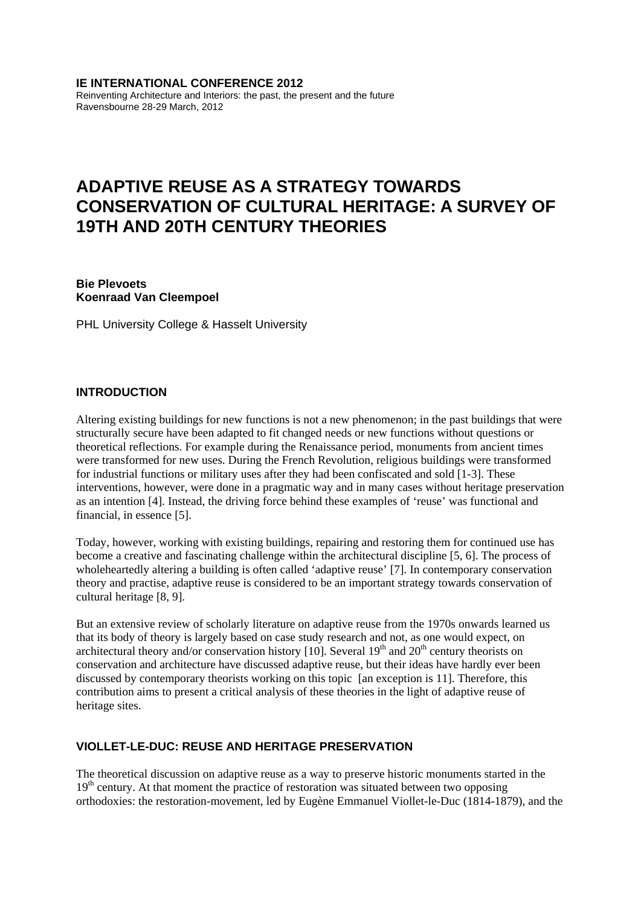**IE INTERNATIONAL CONFERENCE 2012**
Reinventing Architecture and Interiors: the past, the present and the future
Ravensbourne 28-29 March, 2012

# ADAPTIVE REUSE AS A STRATEGY TOWARDS CONSERVATION OF CULTURAL HERITAGE: A SURVEY OF 19TH AND 20TH CENTURY THEORIES

**Bie Plevoets**
**Koenraad Van Cleempoel**

PHL University College & Hasselt University

## INTRODUCTION

Altering existing buildings for new functions is not a new phenomenon; in the past buildings that were structurally secure have been adapted to fit changed needs or new functions without questions or theoretical reflections. For example during the Renaissance period, monuments from ancient times were transformed for new uses. During the French Revolution, religious buildings were transformed for industrial functions or military uses after they had been confiscated and sold [1-3]. These interventions, however, were done in a pragmatic way and in many cases without heritage preservation as an intention [4]. Instead, the driving force behind these examples of 'reuse' was functional and financial, in essence [5].

Today, however, working with existing buildings, repairing and restoring them for continued use has become a creative and fascinating challenge within the architectural discipline [5, 6]. The process of wholeheartedly altering a building is often called 'adaptive reuse' [7]. In contemporary conservation theory and practise, adaptive reuse is considered to be an important strategy towards conservation of cultural heritage [8, 9].

But an extensive review of scholarly literature on adaptive reuse from the 1970s onwards learned us that its body of theory is largely based on case study research and not, as one would expect, on architectural theory and/or conservation history [10]. Several 19th and 20th century theorists on conservation and architecture have discussed adaptive reuse, but their ideas have hardly ever been discussed by contemporary theorists working on this topic [an exception is 11]. Therefore, this contribution aims to present a critical analysis of these theories in the light of adaptive reuse of heritage sites.

## VIOLLET-LE-DUC: REUSE AND HERITAGE PRESERVATION

The theoretical discussion on adaptive reuse as a way to preserve historic monuments started in the 19th century. At that moment the practice of restoration was situated between two opposing orthodoxies: the restoration-movement, led by Eugène Emmanuel Viollet-le-Duc (1814-1879), and the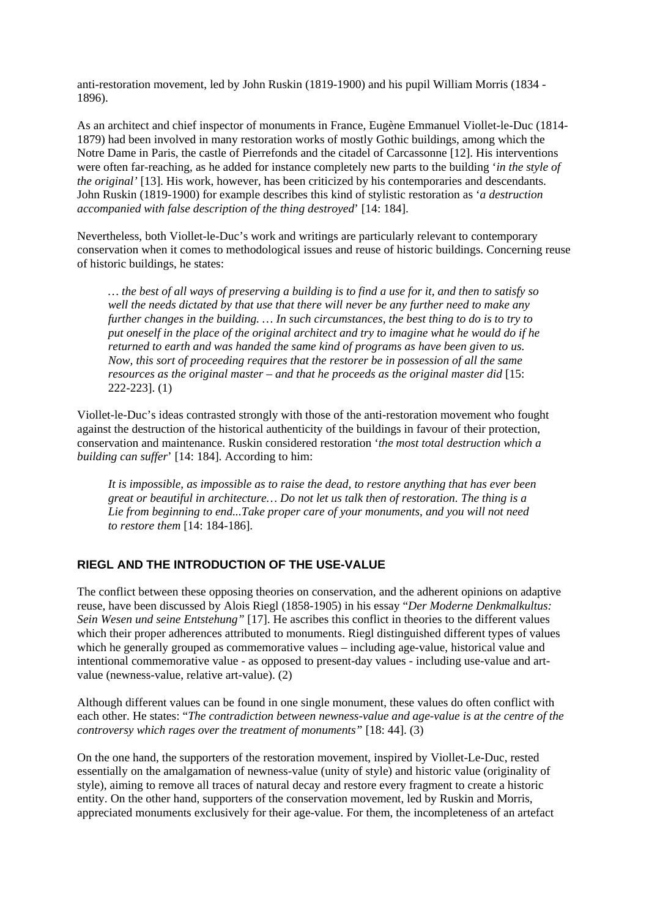anti-restoration movement, led by John Ruskin (1819-1900) and his pupil William Morris (1834 - 1896).

As an architect and chief inspector of monuments in France, Eugène Emmanuel Viollet-le-Duc (1814-1879) had been involved in many restoration works of mostly Gothic buildings, among which the Notre Dame in Paris, the castle of Pierrefonds and the citadel of Carcassonne [12]. His interventions were often far-reaching, as he added for instance completely new parts to the building '*in the style of the original'* [13]. His work, however, has been criticized by his contemporaries and descendants. John Ruskin (1819-1900) for example describes this kind of stylistic restoration as '*a destruction accompanied with false description of the thing destroyed*' [14: 184].

Nevertheless, both Viollet-le-Duc's work and writings are particularly relevant to contemporary conservation when it comes to methodological issues and reuse of historic buildings. Concerning reuse of historic buildings, he states:

> *… the best of all ways of preserving a building is to find a use for it, and then to satisfy so well the needs dictated by that use that there will never be any further need to make any further changes in the building. … In such circumstances, the best thing to do is to try to put oneself in the place of the original architect and try to imagine what he would do if he returned to earth and was handed the same kind of programs as have been given to us. Now, this sort of proceeding requires that the restorer be in possession of all the same resources as the original master – and that he proceeds as the original master did* [15: 222-223]. (1)

Viollet-le-Duc's ideas contrasted strongly with those of the anti-restoration movement who fought against the destruction of the historical authenticity of the buildings in favour of their protection, conservation and maintenance. Ruskin considered restoration '*the most total destruction which a building can suffer*' [14: 184]. According to him:

> *It is impossible, as impossible as to raise the dead, to restore anything that has ever been great or beautiful in architecture… Do not let us talk then of restoration. The thing is a Lie from beginning to end...Take proper care of your monuments, and you will not need to restore them* [14: 184-186].

## RIEGL AND THE INTRODUCTION OF THE USE-VALUE

The conflict between these opposing theories on conservation, and the adherent opinions on adaptive reuse, have been discussed by Alois Riegl (1858-1905) in his essay "*Der Moderne Denkmalkultus: Sein Wesen und seine Entstehung"* [17]. He ascribes this conflict in theories to the different values which their proper adherences attributed to monuments. Riegl distinguished different types of values which he generally grouped as commemorative values – including age-value, historical value and intentional commemorative value - as opposed to present-day values - including use-value and art-value (newness-value, relative art-value). (2)

Although different values can be found in one single monument, these values do often conflict with each other. He states: "*The contradiction between newness-value and age-value is at the centre of the controversy which rages over the treatment of monuments"* [18: 44]. (3)

On the one hand, the supporters of the restoration movement, inspired by Viollet-Le-Duc, rested essentially on the amalgamation of newness-value (unity of style) and historic value (originality of style), aiming to remove all traces of natural decay and restore every fragment to create a historic entity. On the other hand, supporters of the conservation movement, led by Ruskin and Morris, appreciated monuments exclusively for their age-value. For them, the incompleteness of an artefact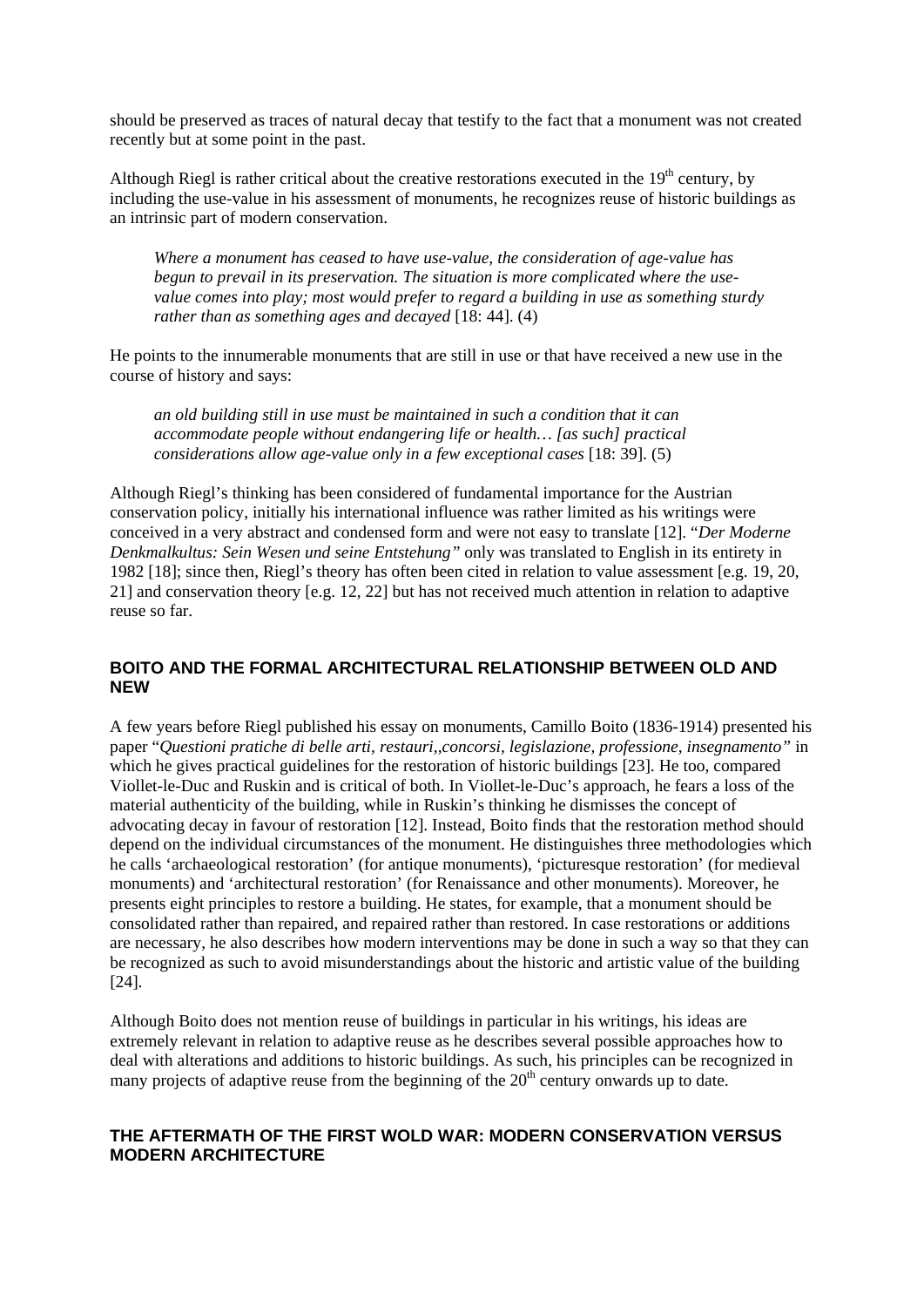should be preserved as traces of natural decay that testify to the fact that a monument was not created recently but at some point in the past.

Although Riegl is rather critical about the creative restorations executed in the 19th century, by including the use-value in his assessment of monuments, he recognizes reuse of historic buildings as an intrinsic part of modern conservation.

> *Where a monument has ceased to have use-value, the consideration of age-value has begun to prevail in its preservation. The situation is more complicated where the use-value comes into play; most would prefer to regard a building in use as something sturdy rather than as something ages and decayed* [18: 44]. (4)

He points to the innumerable monuments that are still in use or that have received a new use in the course of history and says:

> *an old building still in use must be maintained in such a condition that it can accommodate people without endangering life or health… [as such] practical considerations allow age-value only in a few exceptional cases* [18: 39]. (5)

Although Riegl's thinking has been considered of fundamental importance for the Austrian conservation policy, initially his international influence was rather limited as his writings were conceived in a very abstract and condensed form and were not easy to translate [12]. "*Der Moderne Denkmalkultus: Sein Wesen und seine Entstehung"* only was translated to English in its entirety in 1982 [18]; since then, Riegl's theory has often been cited in relation to value assessment [e.g. 19, 20, 21] and conservation theory [e.g. 12, 22] but has not received much attention in relation to adaptive reuse so far.

## BOITO AND THE FORMAL ARCHITECTURAL RELATIONSHIP BETWEEN OLD AND NEW

A few years before Riegl published his essay on monuments, Camillo Boito (1836-1914) presented his paper "*Questioni pratiche di belle arti, restauri,,concorsi, legislazione, professione, insegnamento"* in which he gives practical guidelines for the restoration of historic buildings [23]. He too, compared Viollet-le-Duc and Ruskin and is critical of both. In Viollet-le-Duc's approach, he fears a loss of the material authenticity of the building, while in Ruskin's thinking he dismisses the concept of advocating decay in favour of restoration [12]. Instead, Boito finds that the restoration method should depend on the individual circumstances of the monument. He distinguishes three methodologies which he calls 'archaeological restoration' (for antique monuments), 'picturesque restoration' (for medieval monuments) and 'architectural restoration' (for Renaissance and other monuments). Moreover, he presents eight principles to restore a building. He states, for example, that a monument should be consolidated rather than repaired, and repaired rather than restored. In case restorations or additions are necessary, he also describes how modern interventions may be done in such a way so that they can be recognized as such to avoid misunderstandings about the historic and artistic value of the building [24].

Although Boito does not mention reuse of buildings in particular in his writings, his ideas are extremely relevant in relation to adaptive reuse as he describes several possible approaches how to deal with alterations and additions to historic buildings. As such, his principles can be recognized in many projects of adaptive reuse from the beginning of the 20th century onwards up to date.

## THE AFTERMATH OF THE FIRST WOLD WAR: MODERN CONSERVATION VERSUS MODERN ARCHITECTURE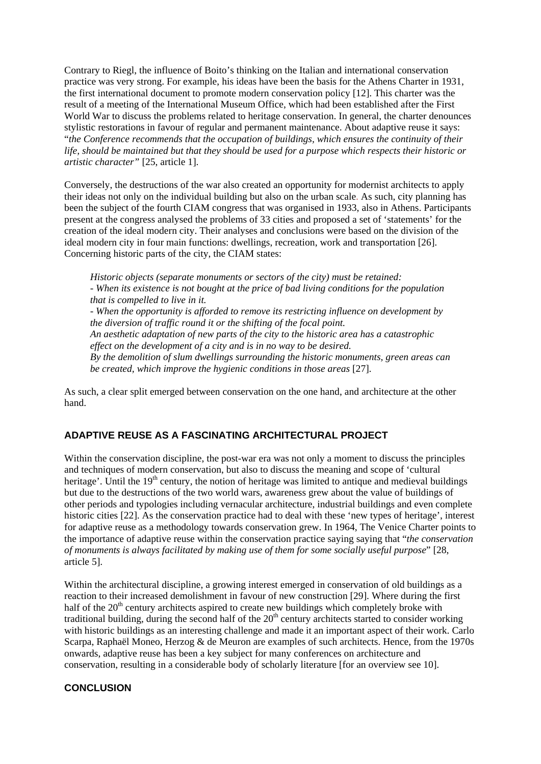Contrary to Riegl, the influence of Boito's thinking on the Italian and international conservation practice was very strong. For example, his ideas have been the basis for the Athens Charter in 1931, the first international document to promote modern conservation policy [12]. This charter was the result of a meeting of the International Museum Office, which had been established after the First World War to discuss the problems related to heritage conservation. In general, the charter denounces stylistic restorations in favour of regular and permanent maintenance. About adaptive reuse it says: "*the Conference recommends that the occupation of buildings, which ensures the continuity of their life, should be maintained but that they should be used for a purpose which respects their historic or artistic character"* [25, article 1].

Conversely, the destructions of the war also created an opportunity for modernist architects to apply their ideas not only on the individual building but also on the urban scale. As such, city planning has been the subject of the fourth CIAM congress that was organised in 1933, also in Athens. Participants present at the congress analysed the problems of 33 cities and proposed a set of 'statements' for the creation of the ideal modern city. Their analyses and conclusions were based on the division of the ideal modern city in four main functions: dwellings, recreation, work and transportation [26]. Concerning historic parts of the city, the CIAM states:

> *Historic objects (separate monuments or sectors of the city) must be retained:*
> *- When its existence is not bought at the price of bad living conditions for the population that is compelled to live in it.*
> *- When the opportunity is afforded to remove its restricting influence on development by the diversion of traffic round it or the shifting of the focal point.*
> *An aesthetic adaptation of new parts of the city to the historic area has a catastrophic effect on the development of a city and is in no way to be desired.*
> *By the demolition of slum dwellings surrounding the historic monuments, green areas can be created, which improve the hygienic conditions in those areas* [27].

As such, a clear split emerged between conservation on the one hand, and architecture at the other hand.

## ADAPTIVE REUSE AS A FASCINATING ARCHITECTURAL PROJECT

Within the conservation discipline, the post-war era was not only a moment to discuss the principles and techniques of modern conservation, but also to discuss the meaning and scope of 'cultural heritage'. Until the 19th century, the notion of heritage was limited to antique and medieval buildings but due to the destructions of the two world wars, awareness grew about the value of buildings of other periods and typologies including vernacular architecture, industrial buildings and even complete historic cities [22]. As the conservation practice had to deal with these 'new types of heritage', interest for adaptive reuse as a methodology towards conservation grew. In 1964, The Venice Charter points to the importance of adaptive reuse within the conservation practice saying saying that "*the conservation of monuments is always facilitated by making use of them for some socially useful purpose*" [28, article 5].

Within the architectural discipline, a growing interest emerged in conservation of old buildings as a reaction to their increased demolishment in favour of new construction [29]. Where during the first half of the 20th century architects aspired to create new buildings which completely broke with traditional building, during the second half of the 20th century architects started to consider working with historic buildings as an interesting challenge and made it an important aspect of their work. Carlo Scarpa, Raphaël Moneo, Herzog & de Meuron are examples of such architects. Hence, from the 1970s onwards, adaptive reuse has been a key subject for many conferences on architecture and conservation, resulting in a considerable body of scholarly literature [for an overview see 10].

## CONCLUSION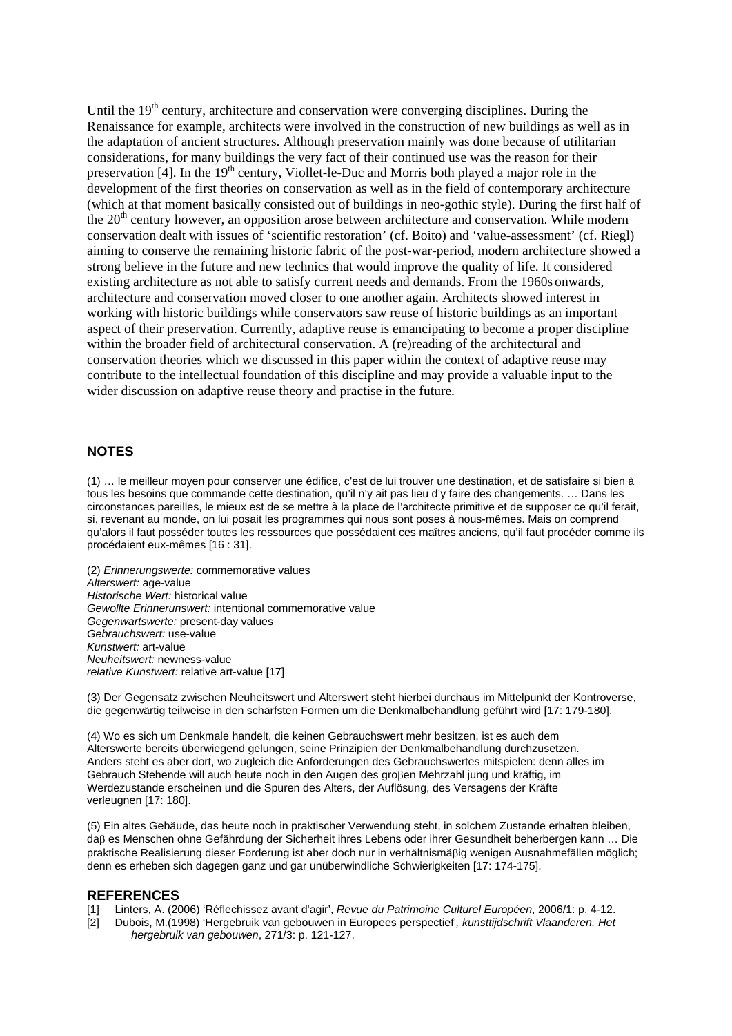Until the 19th century, architecture and conservation were converging disciplines. During the Renaissance for example, architects were involved in the construction of new buildings as well as in the adaptation of ancient structures. Although preservation mainly was done because of utilitarian considerations, for many buildings the very fact of their continued use was the reason for their preservation [4]. In the 19th century, Viollet-le-Duc and Morris both played a major role in the development of the first theories on conservation as well as in the field of contemporary architecture (which at that moment basically consisted out of buildings in neo-gothic style). During the first half of the 20th century however, an opposition arose between architecture and conservation. While modern conservation dealt with issues of 'scientific restoration' (cf. Boito) and 'value-assessment' (cf. Riegl) aiming to conserve the remaining historic fabric of the post-war-period, modern architecture showed a strong believe in the future and new technics that would improve the quality of life. It considered existing architecture as not able to satisfy current needs and demands. From the 1960s onwards, architecture and conservation moved closer to one another again. Architects showed interest in working with historic buildings while conservators saw reuse of historic buildings as an important aspect of their preservation. Currently, adaptive reuse is emancipating to become a proper discipline within the broader field of architectural conservation. A (re)reading of the architectural and conservation theories which we discussed in this paper within the context of adaptive reuse may contribute to the intellectual foundation of this discipline and may provide a valuable input to the wider discussion on adaptive reuse theory and practise in the future.

## NOTES

(1) … le meilleur moyen pour conserver une édifice, c'est de lui trouver une destination, et de satisfaire si bien à tous les besoins que commande cette destination, qu'il n'y ait pas lieu d'y faire des changements. … Dans les circonstances pareilles, le mieux est de se mettre à la place de l'architecte primitive et de supposer ce qu'il ferait, si, revenant au monde, on lui posait les programmes qui nous sont poses à nous-mêmes. Mais on comprend qu'alors il faut posséder toutes les ressources que possédaient ces maîtres anciens, qu'il faut procéder comme ils procédaient eux-mêmes [16 : 31].

(2) *Erinnerungswerte:* commemorative values
*Alterswert:* age-value
*Historische Wert:* historical value
*Gewollte Erinnerunswert:* intentional commemorative value
*Gegenwartswerte:* present-day values
*Gebrauchswert:* use-value
*Kunstwert:* art-value
*Neuheitswert:* newness-value
*relative Kunstwert:* relative art-value [17]

(3) Der Gegensatz zwischen Neuheitswert und Alterswert steht hierbei durchaus im Mittelpunkt der Kontroverse, die gegenwärtig teilweise in den schärfsten Formen um die Denkmalbehandlung geführt wird [17: 179-180].

(4) Wo es sich um Denkmale handelt, die keinen Gebrauchswert mehr besitzen, ist es auch dem Alterswerte bereits überwiegend gelungen, seine Prinzipien der Denkmalbehandlung durchzusetzen. Anders steht es aber dort, wo zugleich die Anforderungen des Gebrauchswertes mitspielen: denn alles im Gebrauch Stehende will auch heute noch in den Augen des groβen Mehrzahl jung und kräftig, im Werdezustande erscheinen und die Spuren des Alters, der Auflösung, des Versagens der Kräfte verleugnen [17: 180].

(5) Ein altes Gebäude, das heute noch in praktischer Verwendung steht, in solchem Zustande erhalten bleiben, daβ es Menschen ohne Gefährdung der Sicherheit ihres Lebens oder ihrer Gesundheit beherbergen kann … Die praktische Realisierung dieser Forderung ist aber doch nur in verhältnismäβig wenigen Ausnahmefällen möglich; denn es erheben sich dagegen ganz und gar unüberwindliche Schwierigkeiten [17: 174-175].

## REFERENCES

[1] Linters, A. (2006) 'Réflechissez avant d'agir', *Revue du Patrimoine Culturel Européen*, 2006/1: p. 4-12.

[2] Dubois, M.(1998) 'Hergebruik van gebouwen in Europees perspectief', *kunsttijdschrift Vlaanderen. Het hergebruik van gebouwen*, 271/3: p. 121-127.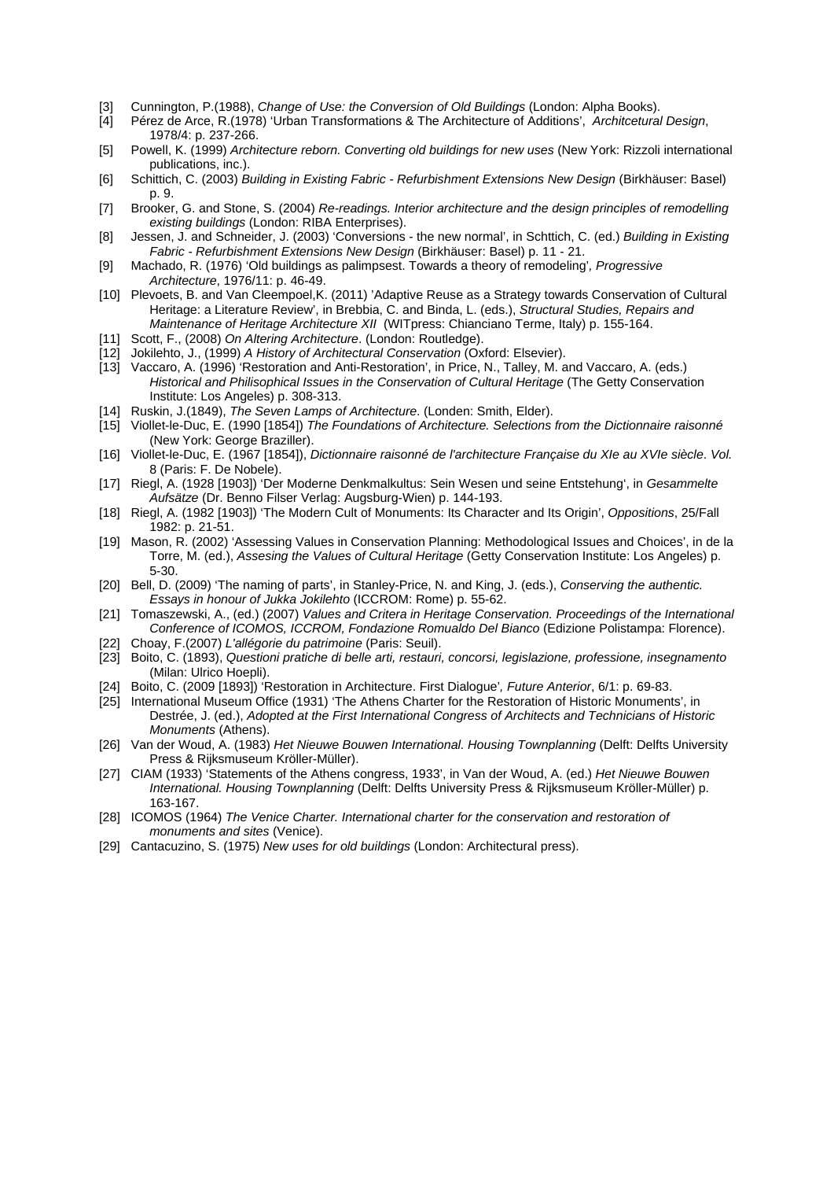[3] Cunnington, P.(1988), *Change of Use: the Conversion of Old Buildings* (London: Alpha Books).

[4] Pérez de Arce, R.(1978) 'Urban Transformations & The Architecture of Additions', *Architcetural Design*, 1978/4: p. 237-266.

[5] Powell, K. (1999) *Architecture reborn. Converting old buildings for new uses* (New York: Rizzoli international publications, inc.).

[6] Schittich, C. (2003) *Building in Existing Fabric - Refurbishment Extensions New Design* (Birkhäuser: Basel) p. 9.

[7] Brooker, G. and Stone, S. (2004) *Re-readings. Interior architecture and the design principles of remodelling existing buildings* (London: RIBA Enterprises).

[8] Jessen, J. and Schneider, J. (2003) 'Conversions - the new normal', in Schttich, C. (ed.) *Building in Existing Fabric - Refurbishment Extensions New Design* (Birkhäuser: Basel) p. 11 - 21.

[9] Machado, R. (1976) 'Old buildings as palimpsest. Towards a theory of remodeling', *Progressive Architecture*, 1976/11: p. 46-49.

[10] Plevoets, B. and Van Cleempoel,K. (2011) 'Adaptive Reuse as a Strategy towards Conservation of Cultural Heritage: a Literature Review', in Brebbia, C. and Binda, L. (eds.), *Structural Studies, Repairs and Maintenance of Heritage Architecture XII* (WITpress: Chianciano Terme, Italy) p. 155-164.

[11] Scott, F., (2008) *On Altering Architecture*. (London: Routledge).

[12] Jokilehto, J., (1999) *A History of Architectural Conservation* (Oxford: Elsevier).

[13] Vaccaro, A. (1996) 'Restoration and Anti-Restoration', in Price, N., Talley, M. and Vaccaro, A. (eds.) *Historical and Philisophical Issues in the Conservation of Cultural Heritage* (The Getty Conservation Institute: Los Angeles) p. 308-313.

[14] Ruskin, J.(1849), *The Seven Lamps of Architecture*. (Londen: Smith, Elder).

[15] Viollet-le-Duc, E. (1990 [1854]) *The Foundations of Architecture. Selections from the Dictionnaire raisonné* (New York: George Braziller).

[16] Viollet-le-Duc, E. (1967 [1854]), *Dictionnaire raisonné de l'architecture Française du XIe au XVIe siècle*. *Vol.* 8 (Paris: F. De Nobele).

[17] Riegl, A. (1928 [1903]) 'Der Moderne Denkmalkultus: Sein Wesen und seine Entstehung', in *Gesammelte Aufsätze* (Dr. Benno Filser Verlag: Augsburg-Wien) p. 144-193.

[18] Riegl, A. (1982 [1903]) 'The Modern Cult of Monuments: Its Character and Its Origin', *Oppositions*, 25/Fall 1982: p. 21-51.

[19] Mason, R. (2002) 'Assessing Values in Conservation Planning: Methodological Issues and Choices', in de la Torre, M. (ed.), *Assesing the Values of Cultural Heritage* (Getty Conservation Institute: Los Angeles) p. 5-30.

[20] Bell, D. (2009) 'The naming of parts', in Stanley-Price, N. and King, J. (eds.), *Conserving the authentic. Essays in honour of Jukka Jokilehto* (ICCROM: Rome) p. 55-62.

[21] Tomaszewski, A., (ed.) (2007) *Values and Critera in Heritage Conservation. Proceedings of the International Conference of ICOMOS, ICCROM, Fondazione Romualdo Del Bianco* (Edizione Polistampa: Florence).

[22] Choay, F.(2007) *L'allégorie du patrimoine* (Paris: Seuil).

[23] Boito, C. (1893), *Questioni pratiche di belle arti, restauri, concorsi, legislazione, professione, insegnamento* (Milan: Ulrico Hoepli).

[24] Boito, C. (2009 [1893]) 'Restoration in Architecture. First Dialogue', *Future Anterior*, 6/1: p. 69-83.

[25] International Museum Office (1931) 'The Athens Charter for the Restoration of Historic Monuments', in Destrée, J. (ed.), *Adopted at the First International Congress of Architects and Technicians of Historic Monuments* (Athens).

[26] Van der Woud, A. (1983) *Het Nieuwe Bouwen International. Housing Townplanning* (Delft: Delfts University Press & Rijksmuseum Kröller-Müller).

[27] CIAM (1933) 'Statements of the Athens congress, 1933', in Van der Woud, A. (ed.) *Het Nieuwe Bouwen International. Housing Townplanning* (Delft: Delfts University Press & Rijksmuseum Kröller-Müller) p. 163-167.

[28] ICOMOS (1964) *The Venice Charter. International charter for the conservation and restoration of monuments and sites* (Venice).

[29] Cantacuzino, S. (1975) *New uses for old buildings* (London: Architectural press).